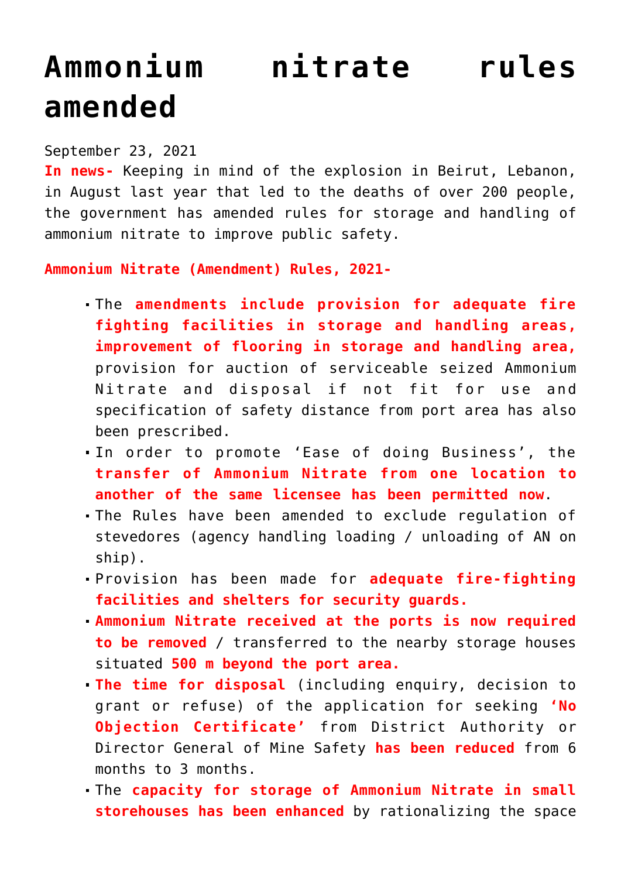# Ammonium nitrate rules amended

September 23, 2021

**In news-** Keeping in mind of the explosion in Beirut, Lebanon, in August last year that led to the deaths of over 200 people, the government has amended rules for storage and handling of ammonium nitrate to improve public safety.

**Ammonium Nitrate (Amendment) Rules, 2021-**

- The **amendments include provision for adequate fire fighting facilities in storage and handling areas, improvement of flooring in storage and handling area,** provision for auction of serviceable seized Ammonium Nitrate and disposal if not fit for use and specification of safety distance from port area has also been prescribed.
- In order to promote 'Ease of doing Business', the **transfer of Ammonium Nitrate from one location to another of the same licensee has been permitted now**.
- The Rules have been amended to exclude regulation of stevedores (agency handling loading / unloading of AN on ship).
- Provision has been made for **adequate fire-fighting facilities and shelters for security guards.**
- **Ammonium Nitrate received at the ports is now required to be removed** / transferred to the nearby storage houses situated **500 m beyond the port area.**
- **The time for disposal** (including enquiry, decision to grant or refuse) of the application for seeking **'No Objection Certificate'** from District Authority or Director General of Mine Safety **has been reduced** from 6 months to 3 months.
- The **capacity for storage of Ammonium Nitrate in small storehouses has been enhanced** by rationalizing the space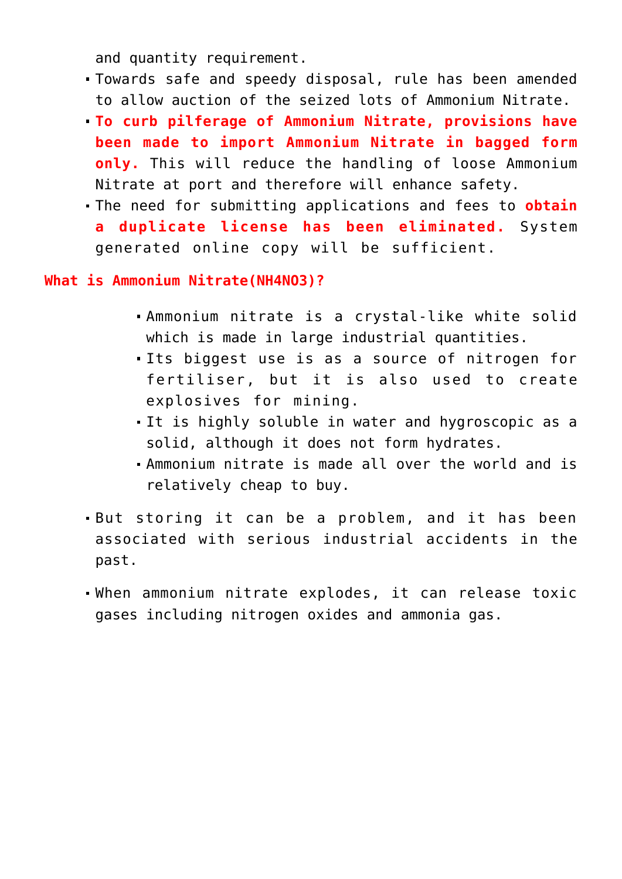and quantity requirement.

- Towards safe and speedy disposal, rule has been amended to allow auction of the seized lots of Ammonium Nitrate.
- **To curb pilferage of Ammonium Nitrate, provisions have been made to import Ammonium Nitrate in bagged form only.** This will reduce the handling of loose Ammonium Nitrate at port and therefore will enhance safety.
- The need for submitting applications and fees to **obtain a duplicate license has been eliminated.** System generated online copy will be sufficient.

**What is Ammonium Nitrate($NH_4NO_3$)?**

- Ammonium nitrate is a crystal-like white solid which is made in large industrial quantities.
- Its biggest use is as a source of nitrogen for fertiliser, but it is also used to create explosives for mining.
- It is highly soluble in water and hygroscopic as a solid, although it does not form hydrates.
- Ammonium nitrate is made all over the world and is relatively cheap to buy.

- But storing it can be a problem, and it has been associated with serious industrial accidents in the past.
- When ammonium nitrate explodes, it can release toxic gases including nitrogen oxides and ammonia gas.